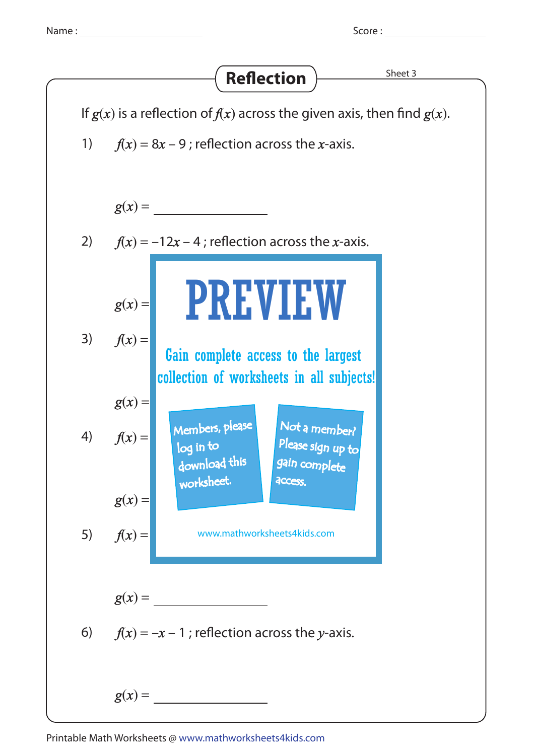Name : ____________________ Score : ____________________

# Reflection

Sheet 3

If $g(x)$ is a reflection of $f(x)$ across the given axis, then find $g(x)$.

1) $f(x) = 8x - 9$ ; reflection across the $x$-axis.

$g(x) =$ ____________________

2) $f(x) = -12x - 4$ ; reflection across the $x$-axis.

$g(x) =$

**PREVIEW**

Gain complete access to the largest collection of worksheets in all subjects!

Members, please log in to download this worksheet.

Not a member? Please sign up to gain complete access.

www.mathworksheets4kids.com

3) $f(x) =$

$g(x) =$

4) $f(x) =$

$g(x) =$

5) $f(x) =$

$g(x) =$ ____________________

6) $f(x) = -x - 1$ ; reflection across the $y$-axis.

$g(x) =$ ____________________

Printable Math Worksheets @ www.mathworksheets4kids.com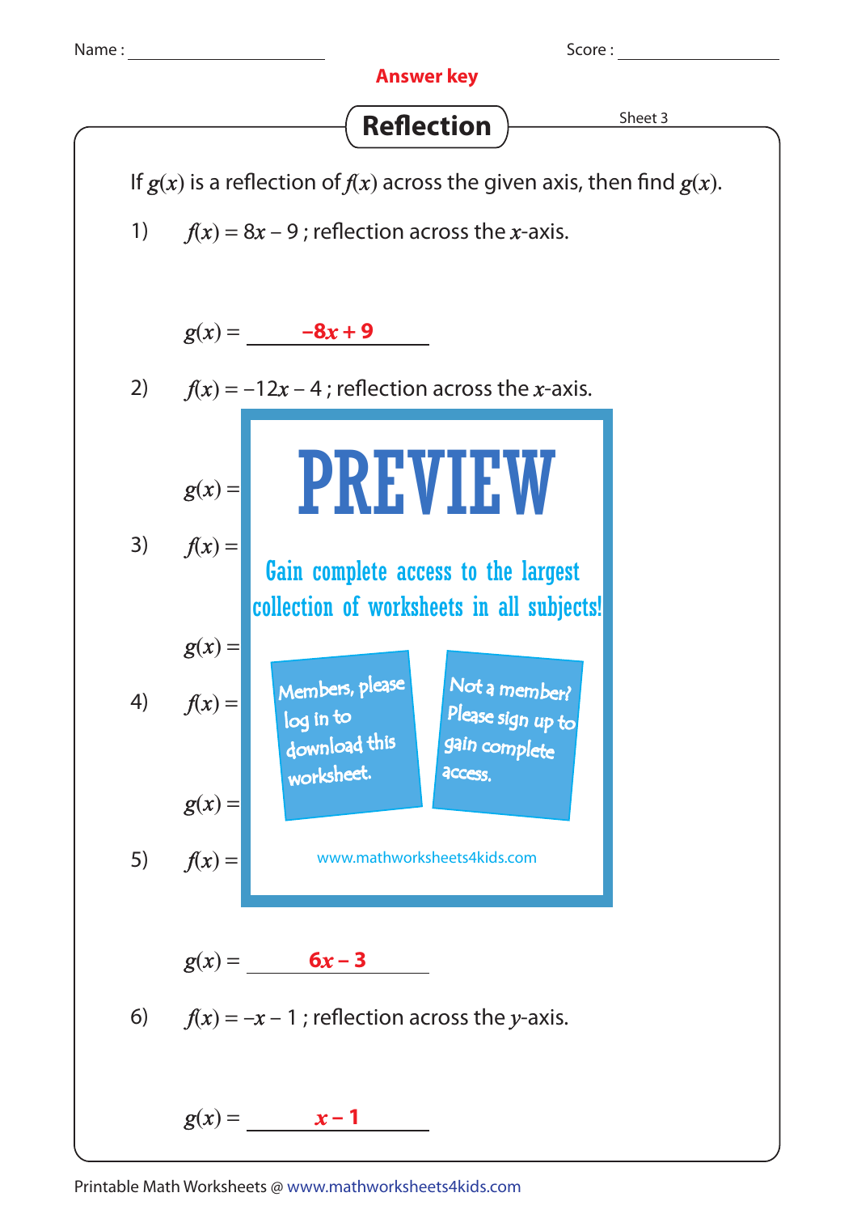Name : ____________ Score : ____________

**Answer key**

# Reflection

Sheet 3

If $g(x)$ is a reflection of $f(x)$ across the given axis, then find $g(x)$.

1) $f(x) = 8x - 9$ ; reflection across the $x$-axis.

$g(x) =$ **$-8x + 9$**

2) $f(x) = -12x - 4$ ; reflection across the $x$-axis.

$g(x) =$

3) $f(x) =$

$g(x) =$

4) $f(x) =$

$g(x) =$

5) $f(x) =$

$g(x) =$ **$6x - 3$**

6) $f(x) = -x - 1$ ; reflection across the $y$-axis.

$g(x) =$ **$x - 1$**

PREVIEW

Gain complete access to the largest collection of worksheets in all subjects!

Members, please log in to download this worksheet.

Not a member? Please sign up to gain complete access.

www.mathworksheets4kids.com